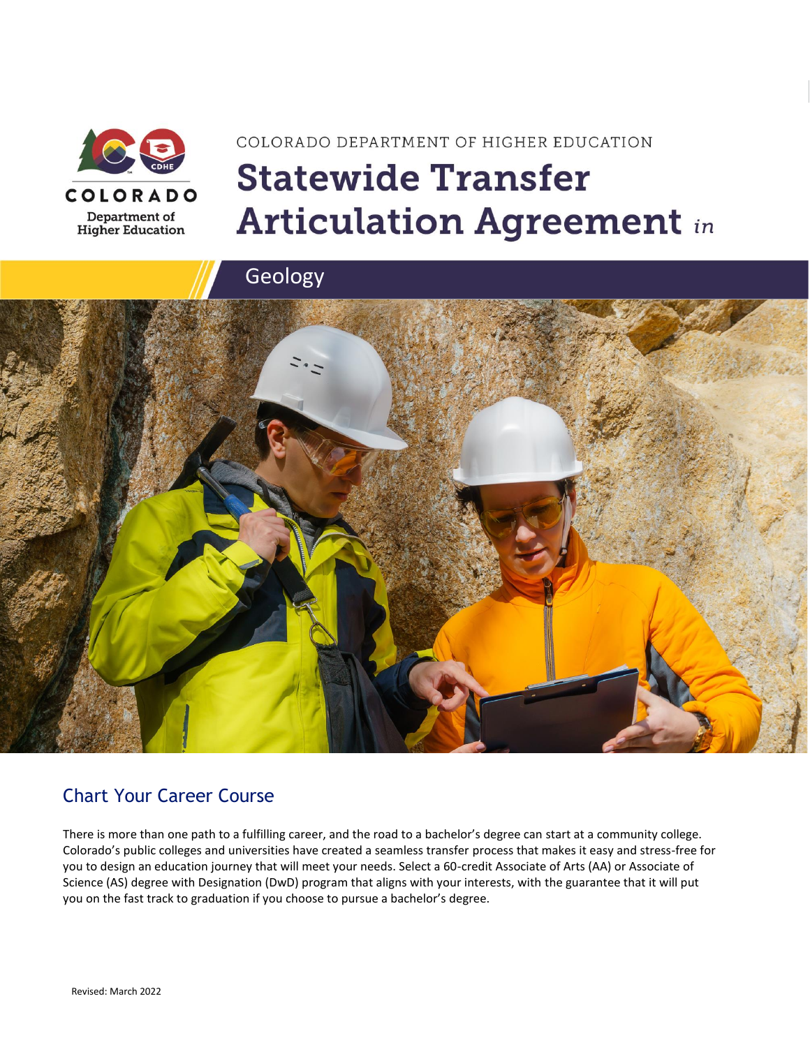COLORADO DEPARTMENT OF HIGHER EDUCATION

# Statewide Transfer Articulation Agreement *in*

## Geology

## Chart Your Career Course

There is more than one path to a fulfilling career, and the road to a bachelor's degree can start at a community college. Colorado's public colleges and universities have created a seamless transfer process that makes it easy and stress-free for you to design an education journey that will meet your needs. Select a 60-credit Associate of Arts (AA) or Associate of Science (AS) degree with Designation (DwD) program that aligns with your interests, with the guarantee that it will put you on the fast track to graduation if you choose to pursue a bachelor's degree.

Revised: March 2022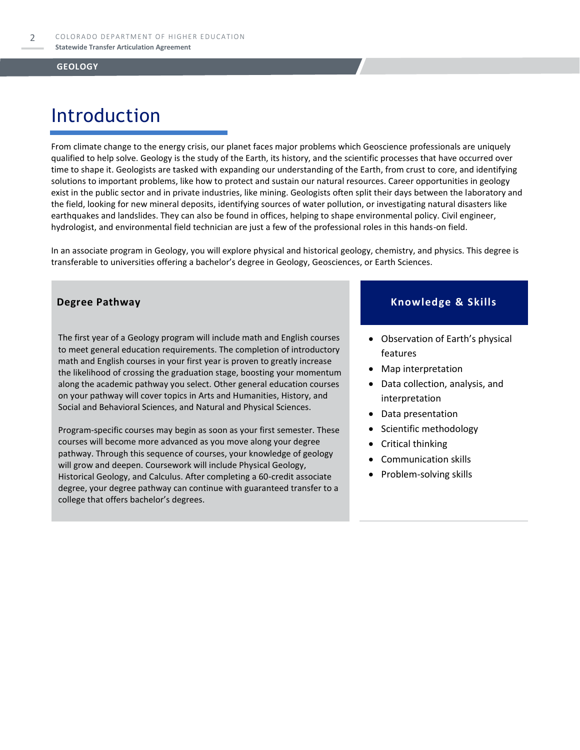# Introduction

From climate change to the energy crisis, our planet faces major problems which Geoscience professionals are uniquely qualified to help solve. Geology is the study of the Earth, its history, and the scientific processes that have occurred over time to shape it. Geologists are tasked with expanding our understanding of the Earth, from crust to core, and identifying solutions to important problems, like how to protect and sustain our natural resources. Career opportunities in geology exist in the public sector and in private industries, like mining. Geologists often split their days between the laboratory and the field, looking for new mineral deposits, identifying sources of water pollution, or investigating natural disasters like earthquakes and landslides. They can also be found in offices, helping to shape environmental policy. Civil engineer, hydrologist, and environmental field technician are just a few of the professional roles in this hands-on field.

In an associate program in Geology, you will explore physical and historical geology, chemistry, and physics. This degree is transferable to universities offering a bachelor's degree in Geology, Geosciences, or Earth Sciences.

## Degree Pathway

The first year of a Geology program will include math and English courses to meet general education requirements. The completion of introductory math and English courses in your first year is proven to greatly increase the likelihood of crossing the graduation stage, boosting your momentum along the academic pathway you select. Other general education courses on your pathway will cover topics in Arts and Humanities, History, and Social and Behavioral Sciences, and Natural and Physical Sciences.

Program-specific courses may begin as soon as your first semester. These courses will become more advanced as you move along your degree pathway. Through this sequence of courses, your knowledge of geology will grow and deepen. Coursework will include Physical Geology, Historical Geology, and Calculus. After completing a 60-credit associate degree, your degree pathway can continue with guaranteed transfer to a college that offers bachelor's degrees.

## Knowledge & Skills

- Observation of Earth's physical features
- Map interpretation
- Data collection, analysis, and interpretation
- Data presentation
- Scientific methodology
- Critical thinking
- Communication skills
- Problem-solving skills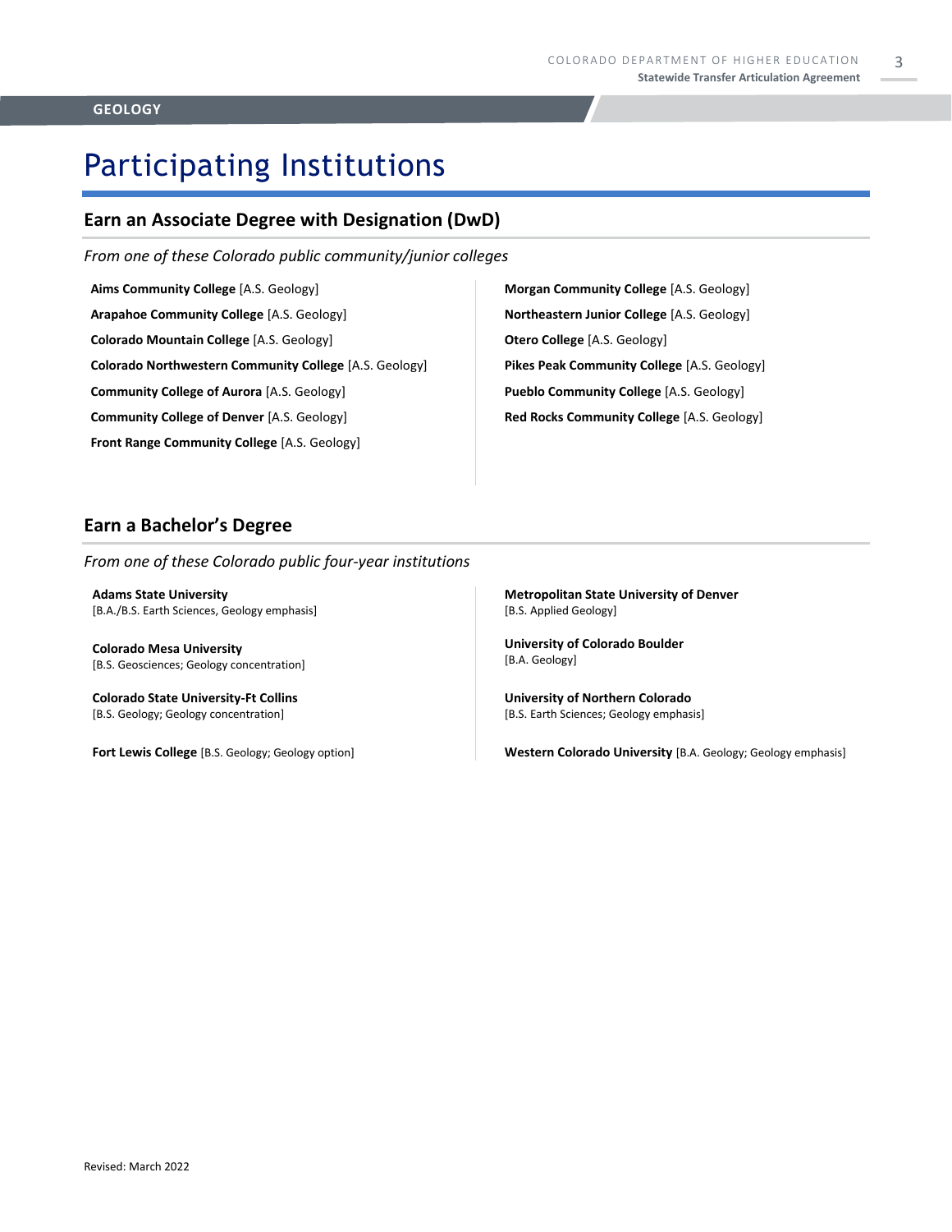# Participating Institutions

## Earn an Associate Degree with Designation (DwD)

*From one of these Colorado public community/junior colleges*

**Aims Community College** [A.S. Geology]

**Arapahoe Community College** [A.S. Geology]

**Colorado Mountain College** [A.S. Geology]

**Colorado Northwestern Community College** [A.S. Geology]

**Community College of Aurora** [A.S. Geology]

**Community College of Denver** [A.S. Geology]

**Front Range Community College** [A.S. Geology]

**Morgan Community College** [A.S. Geology]

**Northeastern Junior College** [A.S. Geology]

**Otero College** [A.S. Geology]

**Pikes Peak Community College** [A.S. Geology]

**Pueblo Community College** [A.S. Geology]

**Red Rocks Community College** [A.S. Geology]

## Earn a Bachelor's Degree

*From one of these Colorado public four-year institutions*

**Adams State University**
[B.A./B.S. Earth Sciences, Geology emphasis]

**Colorado Mesa University**
[B.S. Geosciences; Geology concentration]

**Colorado State University-Ft Collins**
[B.S. Geology; Geology concentration]

**Fort Lewis College** [B.S. Geology; Geology option]

**Metropolitan State University of Denver**
[B.S. Applied Geology]

**University of Colorado Boulder**
[B.A. Geology]

**University of Northern Colorado**
[B.S. Earth Sciences; Geology emphasis]

**Western Colorado University** [B.A. Geology; Geology emphasis]

Revised: March 2022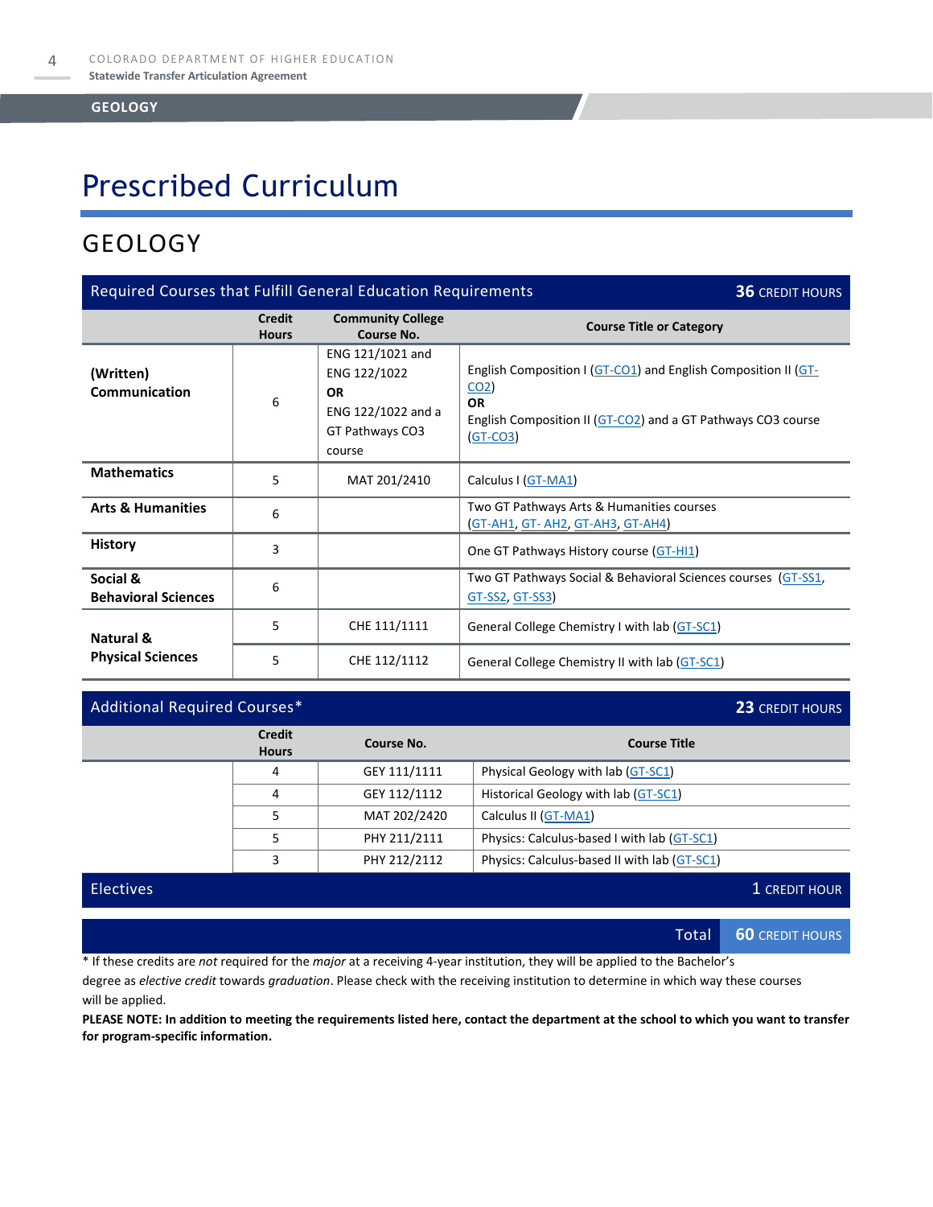# Prescribed Curriculum

## GEOLOGY

| Required Courses that Fulfill General Education Requirements | | | 36 CREDIT HOURS |
|---|---|---|---|
| | **Credit Hours** | **Community College Course No.** | **Course Title or Category** |
| **(Written) Communication** | 6 | ENG 121/1021 and ENG 122/1022 **OR** ENG 122/1022 and a GT Pathways CO3 course | English Composition I (GT-CO1) and English Composition II (GT-CO2) **OR** English Composition II (GT-CO2) and a GT Pathways CO3 course (GT-CO3) |
| **Mathematics** | 5 | MAT 201/2410 | Calculus I (GT-MA1) |
| **Arts & Humanities** | 6 | | Two GT Pathways Arts & Humanities courses (GT-AH1, GT- AH2, GT-AH3, GT-AH4) |
| **History** | 3 | | One GT Pathways History course (GT-HI1) |
| **Social & Behavioral Sciences** | 6 | | Two GT Pathways Social & Behavioral Sciences courses (GT-SS1, GT-SS2, GT-SS3) |
| **Natural & Physical Sciences** | 5 | CHE 111/1111 | General College Chemistry I with lab (GT-SC1) |
| | 5 | CHE 112/1112 | General College Chemistry II with lab (GT-SC1) |

| Additional Required Courses* | | | 23 CREDIT HOURS |
|---|---|---|---|
| | **Credit Hours** | **Course No.** | **Course Title** |
| | 4 | GEY 111/1111 | Physical Geology with lab (GT-SC1) |
| | 4 | GEY 112/1112 | Historical Geology with lab (GT-SC1) |
| | 5 | MAT 202/2420 | Calculus II (GT-MA1) |
| | 5 | PHY 211/2111 | Physics: Calculus-based I with lab (GT-SC1) |
| | 3 | PHY 212/2112 | Physics: Calculus-based II with lab (GT-SC1) |
| **Electives** | | | 1 CREDIT HOUR |
| | | **Total** | **60 CREDIT HOURS** |

* If these credits are *not* required for the *major* at a receiving 4-year institution, they will be applied to the Bachelor's degree as *elective credit* towards *graduation*. Please check with the receiving institution to determine in which way these courses will be applied.

**PLEASE NOTE: In addition to meeting the requirements listed here, contact the department at the school to which you want to transfer for program-specific information.**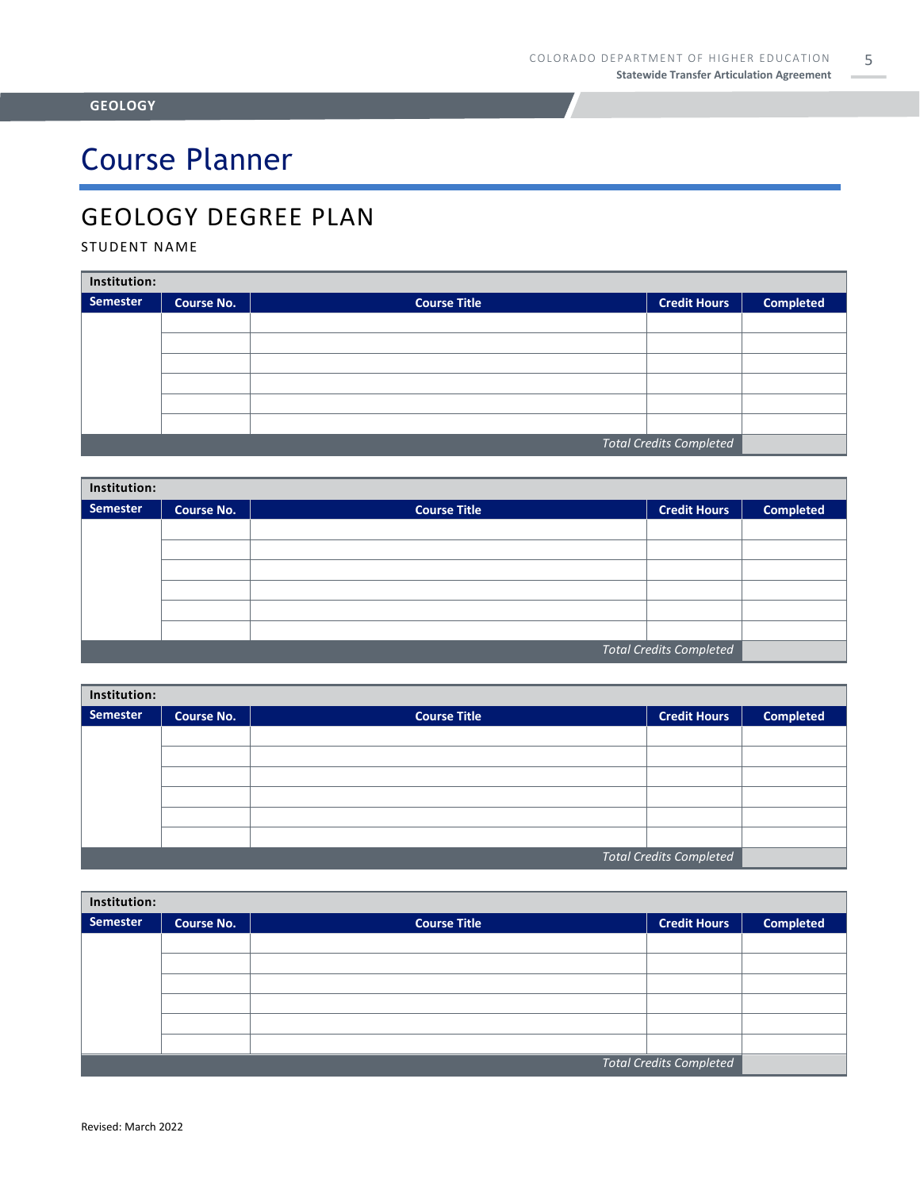**GEOLOGY**

# Course Planner

## GEOLOGY DEGREE PLAN

STUDENT NAME

| Institution: | | | | |
|---|---|---|---|---|
| **Semester** | **Course No.** | **Course Title** | **Credit Hours** | **Completed** |
| | | | | |
| | | | | |
| | | | | |
| | | | | |
| | | | | |
| | | | | |
| | | | *Total Credits Completed* | |

| Institution: | | | | |
|---|---|---|---|---|
| **Semester** | **Course No.** | **Course Title** | **Credit Hours** | **Completed** |
| | | | | |
| | | | | |
| | | | | |
| | | | | |
| | | | | |
| | | | | |
| | | | *Total Credits Completed* | |

| Institution: | | | | |
|---|---|---|---|---|
| **Semester** | **Course No.** | **Course Title** | **Credit Hours** | **Completed** |
| | | | | |
| | | | | |
| | | | | |
| | | | | |
| | | | | |
| | | | | |
| | | | *Total Credits Completed* | |

| Institution: | | | | |
|---|---|---|---|---|
| **Semester** | **Course No.** | **Course Title** | **Credit Hours** | **Completed** |
| | | | | |
| | | | | |
| | | | | |
| | | | | |
| | | | | |
| | | | | |
| | | | *Total Credits Completed* | |

Revised: March 2022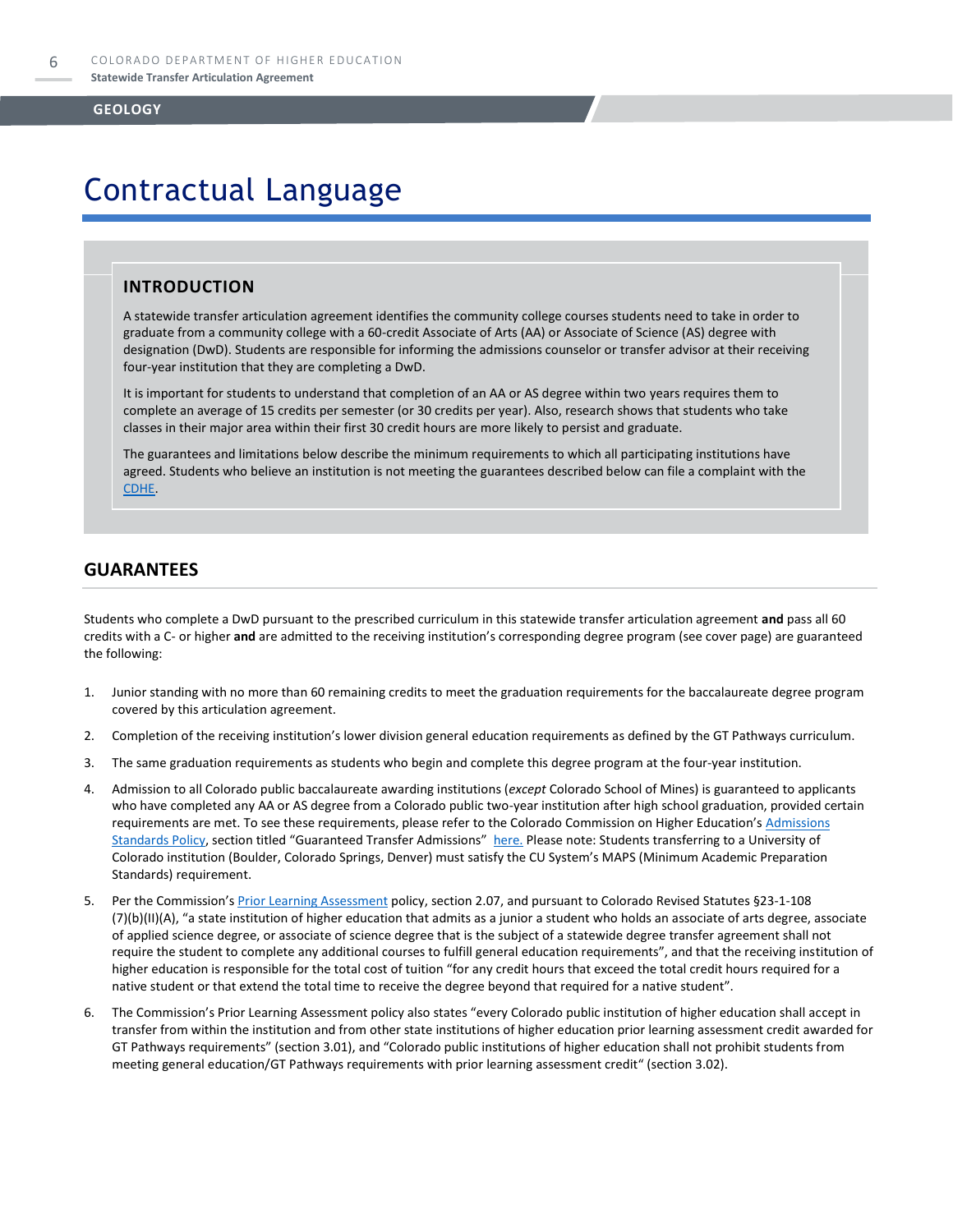# Contractual Language

## INTRODUCTION

A statewide transfer articulation agreement identifies the community college courses students need to take in order to graduate from a community college with a 60-credit Associate of Arts (AA) or Associate of Science (AS) degree with designation (DwD). Students are responsible for informing the admissions counselor or transfer advisor at their receiving four-year institution that they are completing a DwD.

It is important for students to understand that completion of an AA or AS degree within two years requires them to complete an average of 15 credits per semester (or 30 credits per year). Also, research shows that students who take classes in their major area within their first 30 credit hours are more likely to persist and graduate.

The guarantees and limitations below describe the minimum requirements to which all participating institutions have agreed. Students who believe an institution is not meeting the guarantees described below can file a complaint with the CDHE.

## GUARANTEES

Students who complete a DwD pursuant to the prescribed curriculum in this statewide transfer articulation agreement **and** pass all 60 credits with a C- or higher **and** are admitted to the receiving institution's corresponding degree program (see cover page) are guaranteed the following:

1. Junior standing with no more than 60 remaining credits to meet the graduation requirements for the baccalaureate degree program covered by this articulation agreement.
2. Completion of the receiving institution's lower division general education requirements as defined by the GT Pathways curriculum.
3. The same graduation requirements as students who begin and complete this degree program at the four-year institution.
4. Admission to all Colorado public baccalaureate awarding institutions (*except* Colorado School of Mines) is guaranteed to applicants who have completed any AA or AS degree from a Colorado public two-year institution after high school graduation, provided certain requirements are met. To see these requirements, please refer to the Colorado Commission on Higher Education's Admissions Standards Policy, section titled "Guaranteed Transfer Admissions" here. Please note: Students transferring to a University of Colorado institution (Boulder, Colorado Springs, Denver) must satisfy the CU System's MAPS (Minimum Academic Preparation Standards) requirement.
5. Per the Commission's Prior Learning Assessment policy, section 2.07, and pursuant to Colorado Revised Statutes §23-1-108 (7)(b)(II)(A), "a state institution of higher education that admits as a junior a student who holds an associate of arts degree, associate of applied science degree, or associate of science degree that is the subject of a statewide degree transfer agreement shall not require the student to complete any additional courses to fulfill general education requirements", and that the receiving institution of higher education is responsible for the total cost of tuition "for any credit hours that exceed the total credit hours required for a native student or that extend the total time to receive the degree beyond that required for a native student".
6. The Commission's Prior Learning Assessment policy also states "every Colorado public institution of higher education shall accept in transfer from within the institution and from other state institutions of higher education prior learning assessment credit awarded for GT Pathways requirements" (section 3.01), and "Colorado public institutions of higher education shall not prohibit students from meeting general education/GT Pathways requirements with prior learning assessment credit" (section 3.02).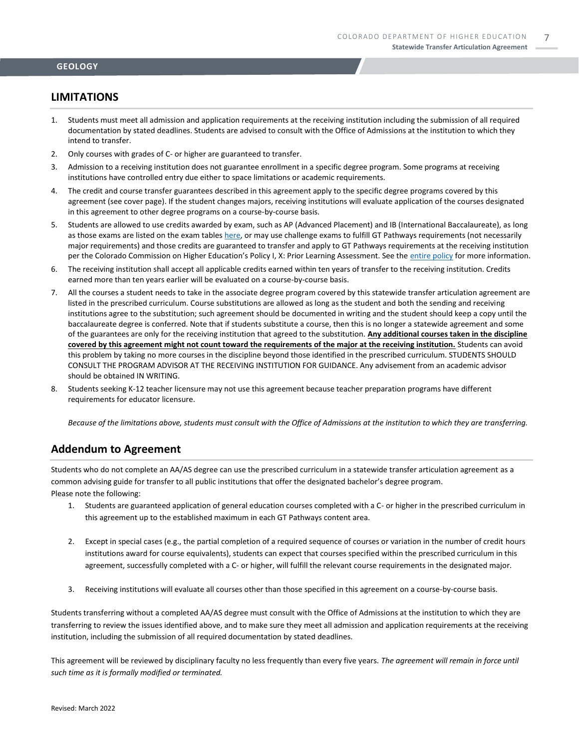## LIMITATIONS

1. Students must meet all admission and application requirements at the receiving institution including the submission of all required documentation by stated deadlines. Students are advised to consult with the Office of Admissions at the institution to which they intend to transfer.
2. Only courses with grades of C- or higher are guaranteed to transfer.
3. Admission to a receiving institution does not guarantee enrollment in a specific degree program. Some programs at receiving institutions have controlled entry due either to space limitations or academic requirements.
4. The credit and course transfer guarantees described in this agreement apply to the specific degree programs covered by this agreement (see cover page). If the student changes majors, receiving institutions will evaluate application of the courses designated in this agreement to other degree programs on a course-by-course basis.
5. Students are allowed to use credits awarded by exam, such as AP (Advanced Placement) and IB (International Baccalaureate), as long as those exams are listed on the exam tables here, or may use challenge exams to fulfill GT Pathways requirements (not necessarily major requirements) and those credits are guaranteed to transfer and apply to GT Pathways requirements at the receiving institution per the Colorado Commission on Higher Education's Policy I, X: Prior Learning Assessment. See the entire policy for more information.
6. The receiving institution shall accept all applicable credits earned within ten years of transfer to the receiving institution. Credits earned more than ten years earlier will be evaluated on a course-by-course basis.
7. All the courses a student needs to take in the associate degree program covered by this statewide transfer articulation agreement are listed in the prescribed curriculum. Course substitutions are allowed as long as the student and both the sending and receiving institutions agree to the substitution; such agreement should be documented in writing and the student should keep a copy until the baccalaureate degree is conferred. Note that if students substitute a course, then this is no longer a statewide agreement and some of the guarantees are only for the receiving institution that agreed to the substitution. **Any additional courses taken in the discipline covered by this agreement might not count toward the requirements of the major at the receiving institution.** Students can avoid this problem by taking no more courses in the discipline beyond those identified in the prescribed curriculum. STUDENTS SHOULD CONSULT THE PROGRAM ADVISOR AT THE RECEIVING INSTITUTION FOR GUIDANCE. Any advisement from an academic advisor should be obtained IN WRITING.
8. Students seeking K-12 teacher licensure may not use this agreement because teacher preparation programs have different requirements for educator licensure.

*Because of the limitations above, students must consult with the Office of Admissions at the institution to which they are transferring.*

## Addendum to Agreement

Students who do not complete an AA/AS degree can use the prescribed curriculum in a statewide transfer articulation agreement as a common advising guide for transfer to all public institutions that offer the designated bachelor's degree program.
Please note the following:

1. Students are guaranteed application of general education courses completed with a C- or higher in the prescribed curriculum in this agreement up to the established maximum in each GT Pathways content area.
2. Except in special cases (e.g., the partial completion of a required sequence of courses or variation in the number of credit hours institutions award for course equivalents), students can expect that courses specified within the prescribed curriculum in this agreement, successfully completed with a C- or higher, will fulfill the relevant course requirements in the designated major.
3. Receiving institutions will evaluate all courses other than those specified in this agreement on a course-by-course basis.

Students transferring without a completed AA/AS degree must consult with the Office of Admissions at the institution to which they are transferring to review the issues identified above, and to make sure they meet all admission and application requirements at the receiving institution, including the submission of all required documentation by stated deadlines.

This agreement will be reviewed by disciplinary faculty no less frequently than every five years. *The agreement will remain in force until such time as it is formally modified or terminated.*

Revised: March 2022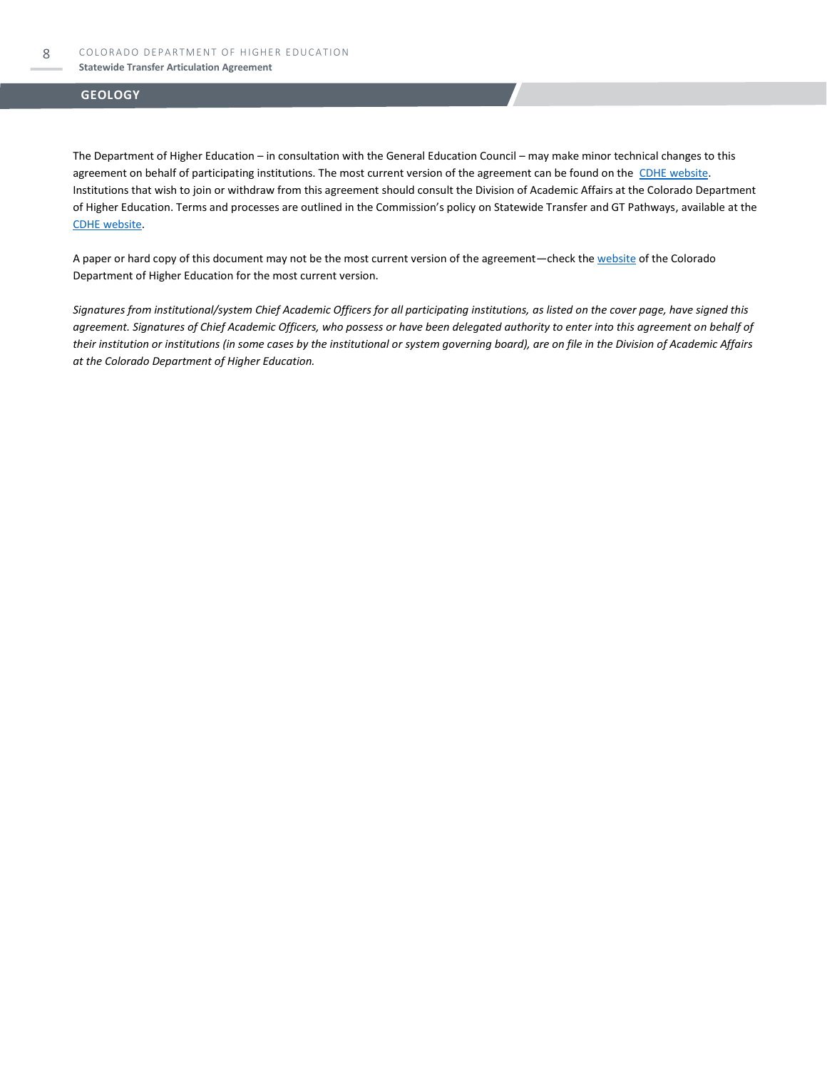## GEOLOGY

The Department of Higher Education – in consultation with the General Education Council – may make minor technical changes to this agreement on behalf of participating institutions. The most current version of the agreement can be found on the CDHE website. Institutions that wish to join or withdraw from this agreement should consult the Division of Academic Affairs at the Colorado Department of Higher Education. Terms and processes are outlined in the Commission's policy on Statewide Transfer and GT Pathways, available at the CDHE website.

A paper or hard copy of this document may not be the most current version of the agreement—check the website of the Colorado Department of Higher Education for the most current version.

*Signatures from institutional/system Chief Academic Officers for all participating institutions, as listed on the cover page, have signed this agreement. Signatures of Chief Academic Officers, who possess or have been delegated authority to enter into this agreement on behalf of their institution or institutions (in some cases by the institutional or system governing board), are on file in the Division of Academic Affairs at the Colorado Department of Higher Education.*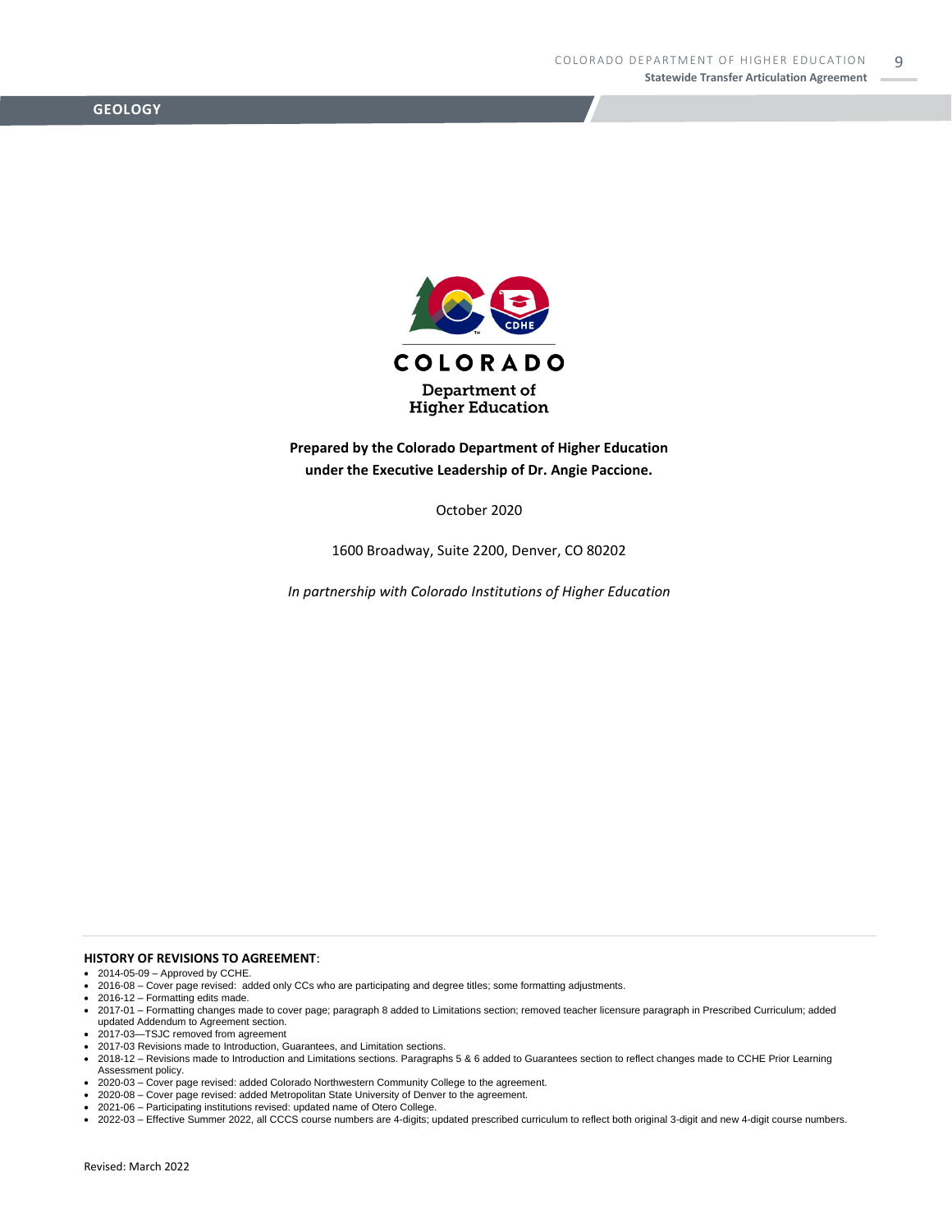# GEOLOGY

COLORADO

Department of Higher Education

**Prepared by the Colorado Department of Higher Education under the Executive Leadership of Dr. Angie Paccione.**

October 2020

1600 Broadway, Suite 2200, Denver, CO 80202

*In partnership with Colorado Institutions of Higher Education*

**HISTORY OF REVISIONS TO AGREEMENT**:

- 2014-05-09 – Approved by CCHE.
- 2016-08 – Cover page revised: added only CCs who are participating and degree titles; some formatting adjustments.
- 2016-12 – Formatting edits made.
- 2017-01 – Formatting changes made to cover page; paragraph 8 added to Limitations section; removed teacher licensure paragraph in Prescribed Curriculum; added updated Addendum to Agreement section.
- 2017-03—TSJC removed from agreement
- 2017-03 Revisions made to Introduction, Guarantees, and Limitation sections.
- 2018-12 – Revisions made to Introduction and Limitations sections. Paragraphs 5 & 6 added to Guarantees section to reflect changes made to CCHE Prior Learning Assessment policy.
- 2020-03 – Cover page revised: added Colorado Northwestern Community College to the agreement.
- 2020-08 – Cover page revised: added Metropolitan State University of Denver to the agreement.
- 2021-06 – Participating institutions revised: updated name of Otero College.
- 2022-03 – Effective Summer 2022, all CCCS course numbers are 4-digits; updated prescribed curriculum to reflect both original 3-digit and new 4-digit course numbers.

Revised: March 2022